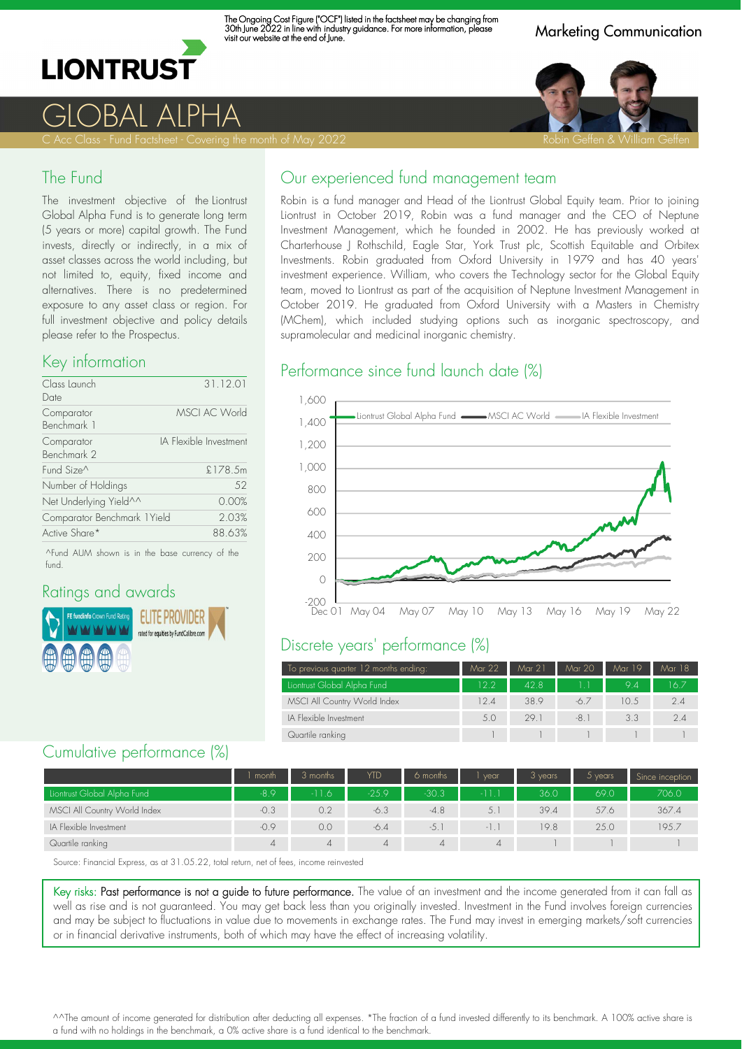The Ongoing Cost Figure ("OCF") listed in the factsheet may be changing from 30th June 2022 in line with industry guidance. For more information, please visit our website at the end of June.

Marketing Communication

LIONTRUST

# GLOBAL ALPHA

C Acc Class - Fund Factsheet - Covering the month of May 2022

Robin Geffen & William Geffen

## The Fund

The investment objective of the Liontrust Global Alpha Fund is to generate long term (5 years or more) capital growth. The Fund invests, directly or indirectly, in a mix of asset classes across the world including, but not limited to, equity, fixed income and alternatives. There is no predetermined exposure to any asset class or region. For full investment objective and policy details please refer to the Prospectus.

## Key information

| | |
|---|---|
| Class Launch Date | 31.12.01 |
| Comparator Benchmark 1 | MSCI AC World |
| Comparator Benchmark 2 | IA Flexible Investment |
| Fund Size^ | £178.5m |
| Number of Holdings | 52 |
| Net Underlying Yield^^ | 0.00% |
| Comparator Benchmark 1Yield | 2.03% |
| Active Share* | 88.63% |

^Fund AUM shown is in the base currency of the fund.

## Ratings and awards

FE fundinfo Crown Fund Rating

ELITE PROVIDER rated for equities by FundCalibre.com

## Our experienced fund management team

Robin is a fund manager and Head of the Liontrust Global Equity team. Prior to joining Liontrust in October 2019, Robin was a fund manager and the CEO of Neptune Investment Management, which he founded in 2002. He has previously worked at Charterhouse J Rothschild, Eagle Star, York Trust plc, Scottish Equitable and Orbitex Investments. Robin graduated from Oxford University in 1979 and has 40 years' investment experience. William, who covers the Technology sector for the Global Equity team, moved to Liontrust as part of the acquisition of Neptune Investment Management in October 2019. He graduated from Oxford University with a Masters in Chemistry (MChem), which included studying options such as inorganic spectroscopy, and supramolecular and medicinal inorganic chemistry.

## Performance since fund launch date (%)

Liontrust Global Alpha Fund — MSCI AC World — IA Flexible Investment

## Discrete years' performance (%)

| To previous quarter 12 months ending: | Mar 22 | Mar 21 | Mar 20 | Mar 19 | Mar 18 |
|---|---|---|---|---|---|
| Liontrust Global Alpha Fund | 12.2 | 42.8 | 1.1 | 9.4 | 16.7 |
| MSCI All Country World Index | 12.4 | 38.9 | -6.7 | 10.5 | 2.4 |
| IA Flexible Investment | 5.0 | 29.1 | -8.1 | 3.3 | 2.4 |
| Quartile ranking | 1 | 1 | 1 | 1 | 1 |

## Cumulative performance (%)

| | 1 month | 3 months | YTD | 6 months | 1 year | 3 years | 5 years | Since inception |
|---|---|---|---|---|---|---|---|---|
| Liontrust Global Alpha Fund | -8.9 | -11.6 | -25.9 | -30.3 | -11.1 | 36.0 | 69.0 | 706.0 |
| MSCI All Country World Index | -0.3 | 0.2 | -6.3 | -4.8 | 5.1 | 39.4 | 57.6 | 367.4 |
| IA Flexible Investment | -0.9 | 0.0 | -6.4 | -5.1 | -1.1 | 19.8 | 25.0 | 195.7 |
| Quartile ranking | 4 | 4 | 4 | 4 | 4 | 1 | 1 | 1 |

Source: Financial Express, as at 31.05.22, total return, net of fees, income reinvested

**Key risks: Past performance is not a guide to future performance.** The value of an investment and the income generated from it can fall as well as rise and is not guaranteed. You may get back less than you originally invested. Investment in the Fund involves foreign currencies and may be subject to fluctuations in value due to movements in exchange rates. The Fund may invest in emerging markets/soft currencies or in financial derivative instruments, both of which may have the effect of increasing volatility.

^^The amount of income generated for distribution after deducting all expenses. *The fraction of a fund invested differently to its benchmark. A 100% active share is a fund with no holdings in the benchmark, a 0% active share is a fund identical to the benchmark.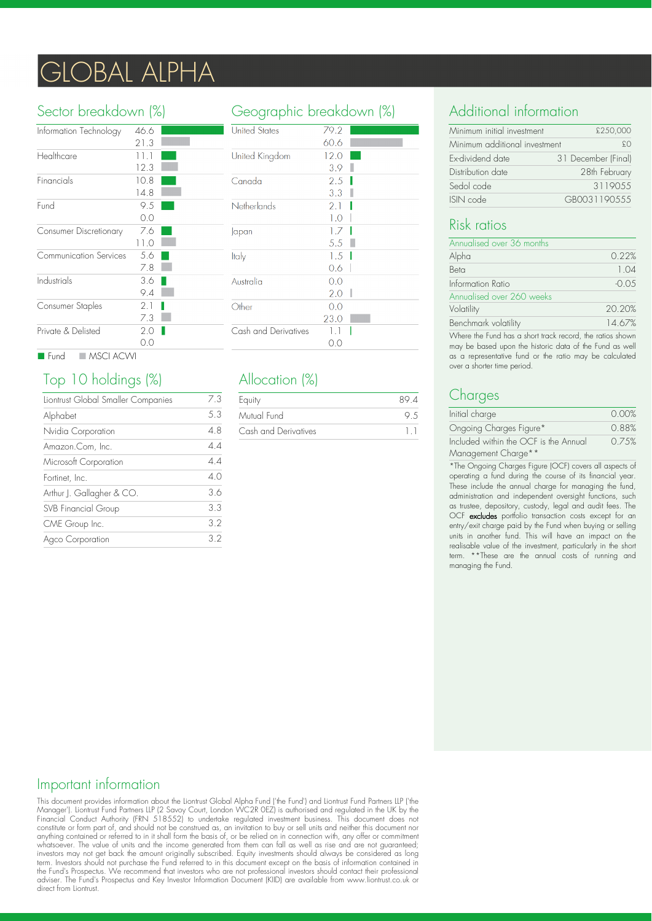# GLOBAL ALPHA

## Sector breakdown (%)

Information Technology 46.6 21.3
Healthcare 11.1 12.3
Financials 10.8 14.8
Fund 9.5 0.0
Consumer Discretionary 7.6 11.0
Communication Services 5.6 7.8
Industrials 3.6 9.4
Consumer Staples 2.1 7.3
Private & Delisted 2.0 0.0

Fund
MSCI ACWI

## Geographic breakdown (%)

United States 79.2 60.6
United Kingdom 12.0 3.9
Canada 2.5 3.3
Netherlands 2.1 1.0
Japan 1.7 5.5
Italy 1.5 0.6
Australia 0.0 2.0
Other 0.0 23.0
Cash and Derivatives 1.1 0.0

## Top 10 holdings (%)

| | |
|---|---|
| Liontrust Global Smaller Companies | 7.3 |
| Alphabet | 5.3 |
| Nvidia Corporation | 4.8 |
| Amazon.Com, Inc. | 4.4 |
| Microsoft Corporation | 4.4 |
| Fortinet, Inc. | 4.0 |
| Arthur J. Gallagher & CO. | 3.6 |
| SVB Financial Group | 3.3 |
| CME Group Inc. | 3.2 |
| Agco Corporation | 3.2 |

## Allocation (%)

| | |
|---|---|
| Equity | 89.4 |
| Mutual Fund | 9.5 |
| Cash and Derivatives | 1.1 |

## Additional information

| | |
|---|---|
| Minimum initial investment | £250,000 |
| Minimum additional investment | £0 |
| Ex-dividend date | 31 December (Final) |
| Distribution date | 28th February |
| Sedol code | 3119055 |
| ISIN code | GB0031190555 |

## Risk ratios

| | |
|---|---|
| Annualised over 36 months | |
| Alpha | 0.22% |
| Beta | 1.04 |
| Information Ratio | -0.05 |
| Annualised over 260 weeks | |
| Volatility | 20.20% |
| Benchmark volatility | 14.67% |

Where the Fund has a short track record, the ratios shown may be based upon the historic data of the Fund as well as a representative fund or the ratio may be calculated over a shorter time period.

## Charges

| | |
|---|---|
| Initial charge | 0.00% |
| Ongoing Charges Figure* | 0.88% |
| Included within the OCF is the Annual Management Charge** | 0.75% |

*The Ongoing Charges Figure (OCF) covers all aspects of operating a fund during the course of its financial year. These include the annual charge for managing the fund, administration and independent oversight functions, such as trustee, depository, custody, legal and audit fees. The OCF **excludes** portfolio transaction costs except for an entry/exit charge paid by the Fund when buying or selling units in another fund. This will have an impact on the realisable value of the investment, particularly in the short term. **These are the annual costs of running and managing the Fund.

## Important information

This document provides information about the Liontrust Global Alpha Fund ('the Fund') and Liontrust Fund Partners LLP ('the Manager'). Liontrust Fund Partners LLP (2 Savoy Court, London WC2R 0EZ) is authorised and regulated in the UK by the Financial Conduct Authority (FRN 518552) to undertake regulated investment business. This document does not constitute or form part of, and should not be construed as, an invitation to buy or sell units and neither this document nor anything contained or referred to in it shall form the basis of, or be relied on in connection with, any offer or commitment whatsoever. The value of units and the income generated from them can fall as well as rise and are not guaranteed; investors may not get back the amount originally subscribed. Equity investments should always be considered as long term. Investors should not purchase the Fund referred to in this document except on the basis of information contained in the Fund's Prospectus. We recommend that investors who are not professional investors should contact their professional adviser. The Fund's Prospectus and Key Investor Information Document (KIID) are available from www.liontrust.co.uk or direct from Liontrust.